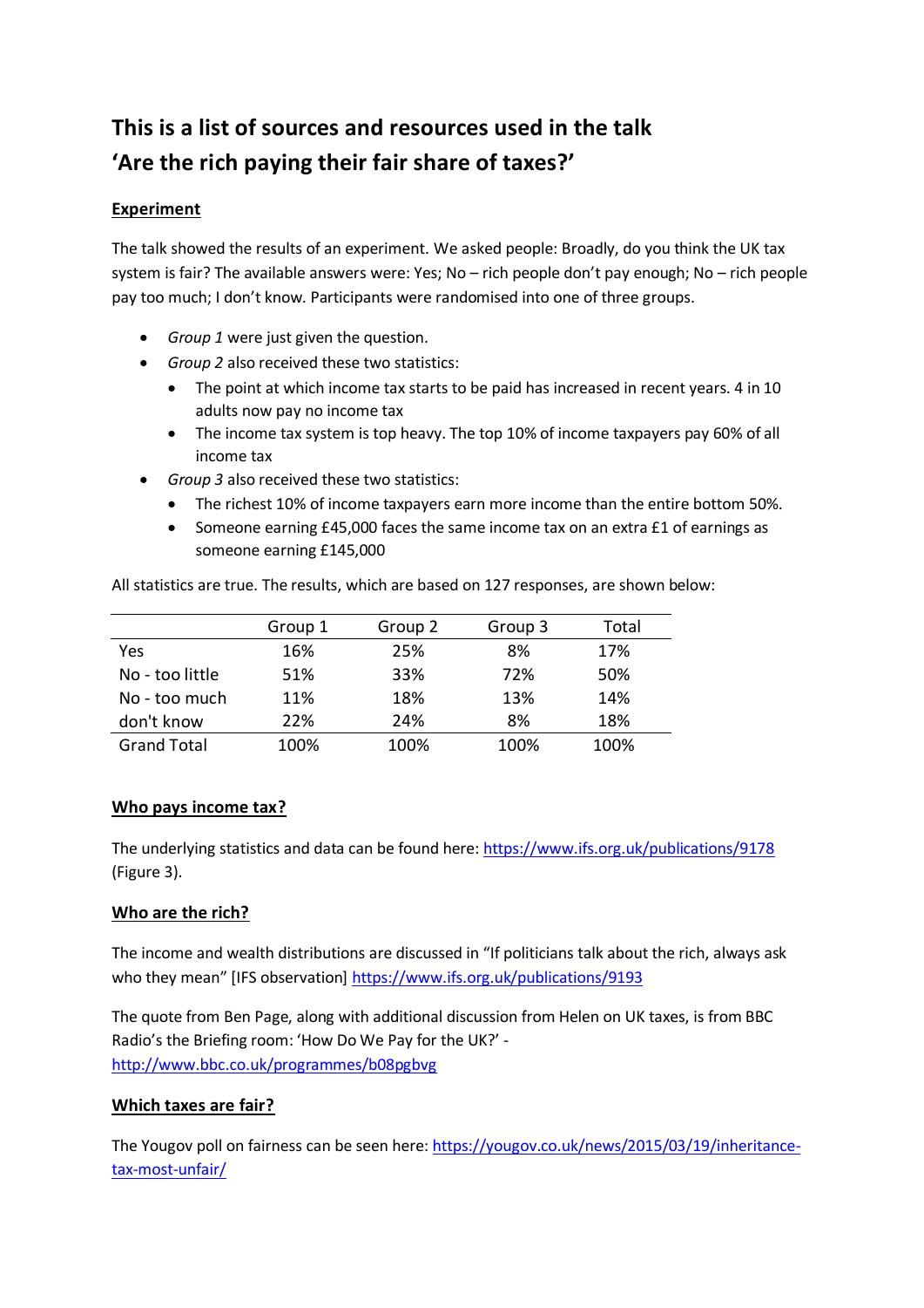# This is a list of sources and resources used in the talk 'Are the rich paying their fair share of taxes?'

## Experiment

The talk showed the results of an experiment. We asked people: Broadly, do you think the UK tax system is fair? The available answers were: Yes; No – rich people don't pay enough; No – rich people pay too much; I don't know. Participants were randomised into one of three groups.

- *Group 1* were just given the question.
- *Group 2* also received these two statistics:
  - The point at which income tax starts to be paid has increased in recent years. 4 in 10 adults now pay no income tax
  - The income tax system is top heavy. The top 10% of income taxpayers pay 60% of all income tax
- *Group 3* also received these two statistics:
  - The richest 10% of income taxpayers earn more income than the entire bottom 50%.
  - Someone earning £45,000 faces the same income tax on an extra £1 of earnings as someone earning £145,000

All statistics are true. The results, which are based on 127 responses, are shown below:

| | Group 1 | Group 2 | Group 3 | Total |
|---|---|---|---|---|
| Yes | 16% | 25% | 8% | 17% |
| No - too little | 51% | 33% | 72% | 50% |
| No - too much | 11% | 18% | 13% | 14% |
| don't know | 22% | 24% | 8% | 18% |
| Grand Total | 100% | 100% | 100% | 100% |

## Who pays income tax?

The underlying statistics and data can be found here: [https://www.ifs.org.uk/publications/9178](https://www.ifs.org.uk/publications/9178) (Figure 3).

## Who are the rich?

The income and wealth distributions are discussed in "If politicians talk about the rich, always ask who they mean" [IFS observation] [https://www.ifs.org.uk/publications/9193](https://www.ifs.org.uk/publications/9193)

The quote from Ben Page, along with additional discussion from Helen on UK taxes, is from BBC Radio's the Briefing room: 'How Do We Pay for the UK?' - [http://www.bbc.co.uk/programmes/b08pgbvg](http://www.bbc.co.uk/programmes/b08pgbvg)

## Which taxes are fair?

The Yougov poll on fairness can be seen here: [https://yougov.co.uk/news/2015/03/19/inheritance-tax-most-unfair/](https://yougov.co.uk/news/2015/03/19/inheritance-tax-most-unfair/)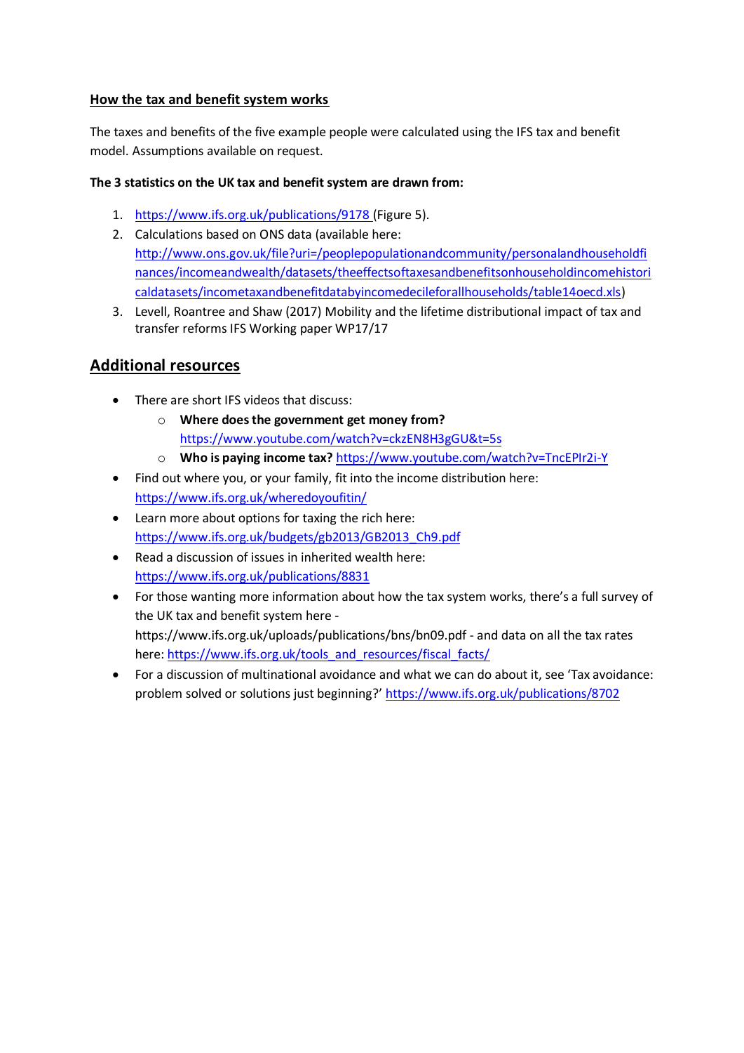**How the tax and benefit system works**

The taxes and benefits of the five example people were calculated using the IFS tax and benefit model. Assumptions available on request.

**The 3 statistics on the UK tax and benefit system are drawn from:**

1. https://www.ifs.org.uk/publications/9178 (Figure 5).
2. Calculations based on ONS data (available here: http://www.ons.gov.uk/file?uri=/peoplepopulationandcommunity/personalandhouseholdfinances/incomeandwealth/datasets/theeffectsoftaxesandbenefitsonhouseholdincomehistoricaldatasets/incometaxandbenefitdatabyincomedecileforallhouseholds/table14oecd.xls)
3. Levell, Roantree and Shaw (2017) Mobility and the lifetime distributional impact of tax and transfer reforms IFS Working paper WP17/17

## Additional resources

- There are short IFS videos that discuss:
  - **Where does the government get money from?** https://www.youtube.com/watch?v=ckzEN8H3gGU&t=5s
  - **Who is paying income tax?** https://www.youtube.com/watch?v=TncEPIr2i-Y
- Find out where you, or your family, fit into the income distribution here: https://www.ifs.org.uk/wheredoyoufitin/
- Learn more about options for taxing the rich here: https://www.ifs.org.uk/budgets/gb2013/GB2013_Ch9.pdf
- Read a discussion of issues in inherited wealth here: https://www.ifs.org.uk/publications/8831
- For those wanting more information about how the tax system works, there's a full survey of the UK tax and benefit system here - https://www.ifs.org.uk/uploads/publications/bns/bn09.pdf - and data on all the tax rates here: https://www.ifs.org.uk/tools_and_resources/fiscal_facts/
- For a discussion of multinational avoidance and what we can do about it, see 'Tax avoidance: problem solved or solutions just beginning?' https://www.ifs.org.uk/publications/8702